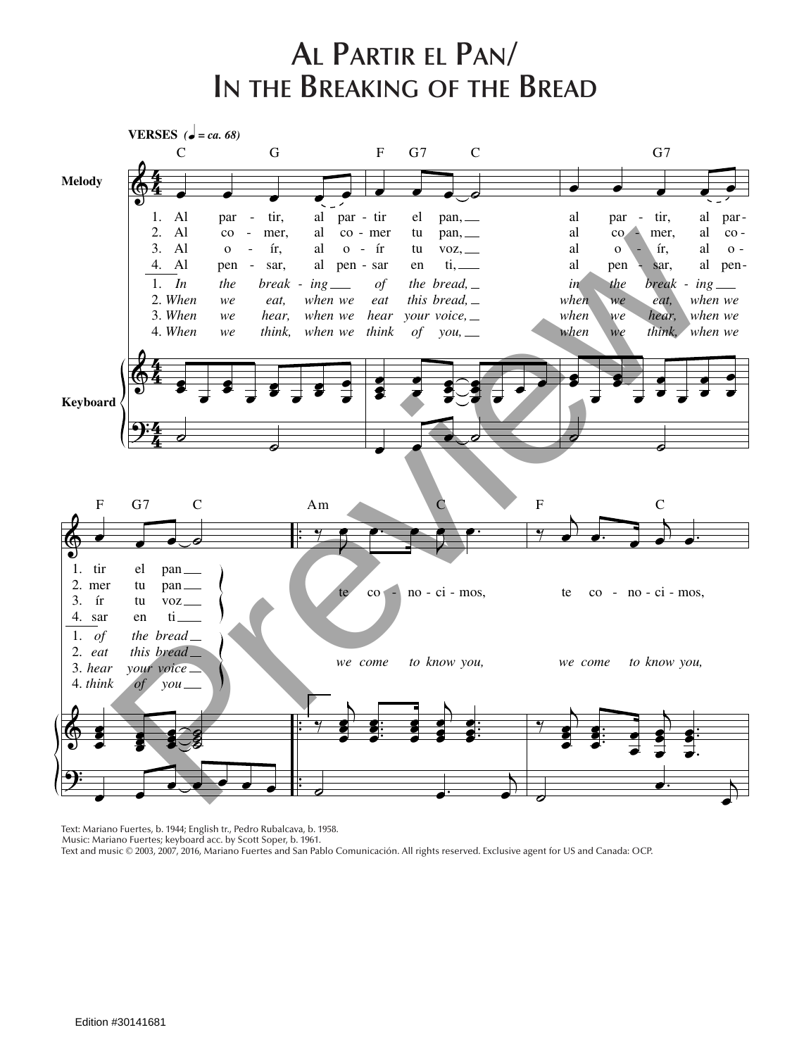# Al Partir el Pan/ In the Breaking of the Bread

**VERSES** (♩ = ca. 68)

Melody

1. Al par - tir, al par - tir el pan, al par - tir, al par - tir el pan
2. Al co - mer, al co - mer tu pan, al co - mer, al co - mer tu pan
3. Al o - ír, al o - ír tu voz, al o - ír, al o - ír tu voz
4. Al pen - sar, al pen - sar en ti, al pen - sar, al pen - sar en ti

1. *In the break - ing of the bread, in the break - ing of the bread*
2. *When we eat, when we eat this bread, when we eat, when we eat this bread*
3. *When we hear, when we hear your voice, when we hear, when we hear your voice*
4. *When we think, when we think of you, when we think, when we think of you*

te co - no - ci - mos, te co - no - ci - mos,

*we come to know you, we come to know you,*

Keyboard

Text: Mariano Fuertes, b. 1944; English tr., Pedro Rubalcava, b. 1958.
Music: Mariano Fuertes; keyboard acc. by Scott Soper, b. 1961.
Text and music © 2003, 2007, 2016, Mariano Fuertes and San Pablo Comunicación. All rights reserved. Exclusive agent for US and Canada: OCP.

Edition #30141681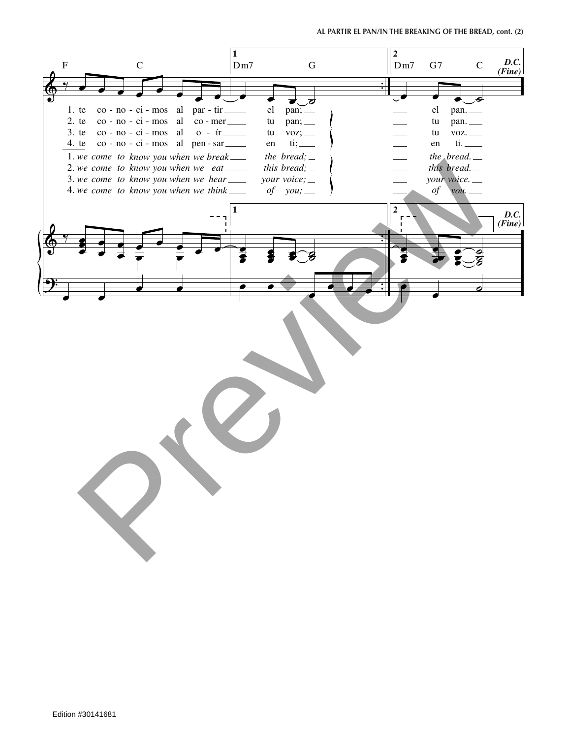F C | 1 Dm7 G | 2 Dm7 G7 C — D.C. (Fine)

1. te co - no - ci - mos al par - tir el pan; el pan.
2. te co - no - ci - mos al co - mer tu pan; tu pan.
3. te co - no - ci - mos al o - ír tu voz; tu voz.
4. te co - no - ci - mos al pen - sar en ti; en ti.

1. *we come to know you when we break the bread; the bread.*
2. *we come to know you when we eat this bread; this bread.*
3. *we come to know you when we hear your voice; your voice.*
4. *we come to know you when we think of you; of you.*

1 | 2 — D.C. (Fine)

Edition #30141681